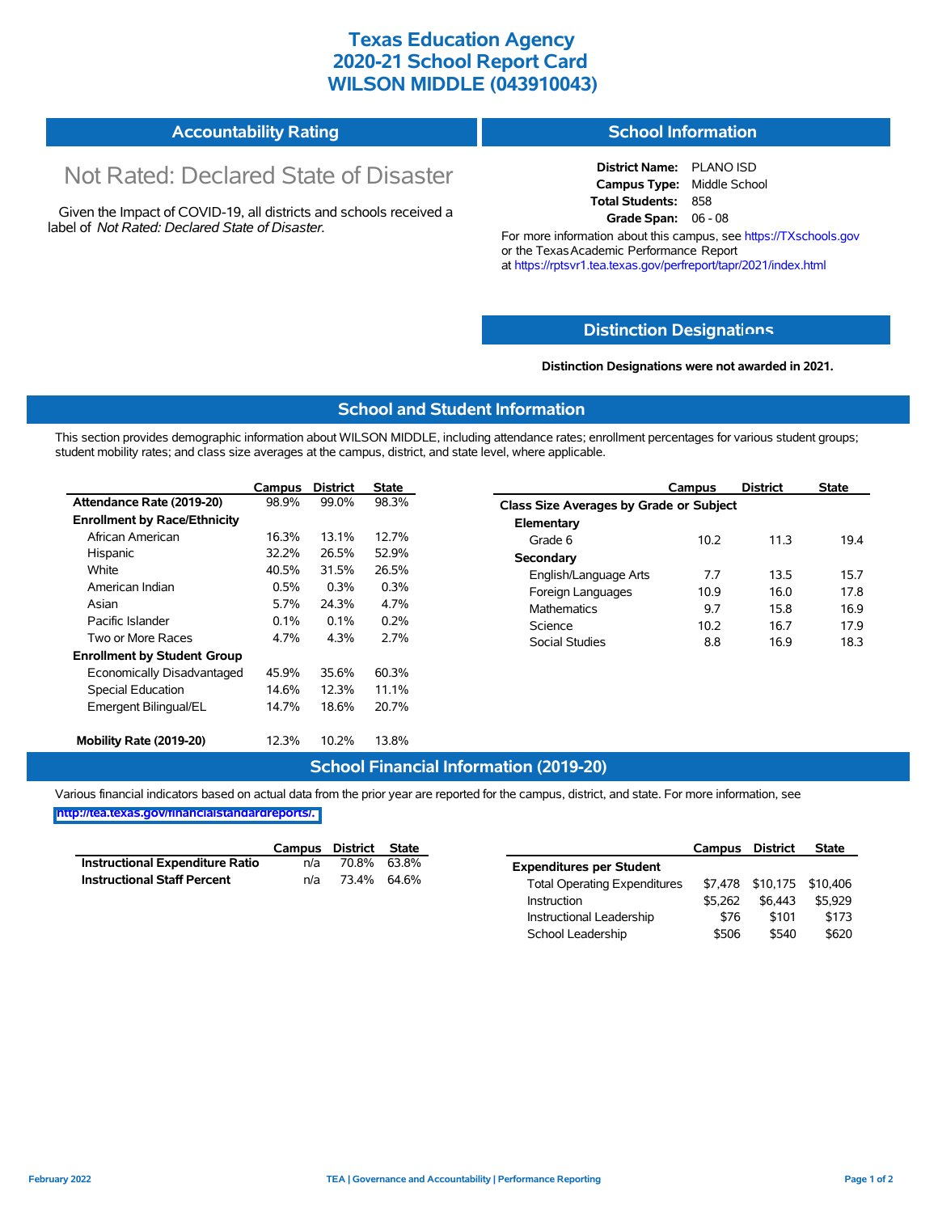# Texas Education Agency
# 2020-21 School Report Card
# WILSON MIDDLE (043910043)

## Accountability Rating

Not Rated: Declared State of Disaster

Given the Impact of COVID-19, all districts and schools received a label of *Not Rated: Declared State of Disaster*.

## School Information

**District Name:** PLANO ISD
**Campus Type:** Middle School
**Total Students:** 858
**Grade Span:** 06 - 08

For more information about this campus, see https://TXschools.gov or the Texas Academic Performance Report at https://rptsvr1.tea.texas.gov/perfreport/tapr/2021/index.html

## Distinction Designations

**Distinction Designations were not awarded in 2021.**

## School and Student Information

This section provides demographic information about WILSON MIDDLE, including attendance rates; enrollment percentages for various student groups; student mobility rates; and class size averages at the campus, district, and state level, where applicable.

| | Campus | District | State |
|---|---|---|---|
| **Attendance Rate (2019-20)** | 98.9% | 99.0% | 98.3% |
| **Enrollment by Race/Ethnicity** | | | |
| African American | 16.3% | 13.1% | 12.7% |
| Hispanic | 32.2% | 26.5% | 52.9% |
| White | 40.5% | 31.5% | 26.5% |
| American Indian | 0.5% | 0.3% | 0.3% |
| Asian | 5.7% | 24.3% | 4.7% |
| Pacific Islander | 0.1% | 0.1% | 0.2% |
| Two or More Races | 4.7% | 4.3% | 2.7% |
| **Enrollment by Student Group** | | | |
| Economically Disadvantaged | 45.9% | 35.6% | 60.3% |
| Special Education | 14.6% | 12.3% | 11.1% |
| Emergent Bilingual/EL | 14.7% | 18.6% | 20.7% |
| **Mobility Rate (2019-20)** | 12.3% | 10.2% | 13.8% |

| | Campus | District | State |
|---|---|---|---|
| **Class Size Averages by Grade or Subject** | | | |
| **Elementary** | | | |
| Grade 6 | 10.2 | 11.3 | 19.4 |
| **Secondary** | | | |
| English/Language Arts | 7.7 | 13.5 | 15.7 |
| Foreign Languages | 10.9 | 16.0 | 17.8 |
| Mathematics | 9.7 | 15.8 | 16.9 |
| Science | 10.2 | 16.7 | 17.9 |
| Social Studies | 8.8 | 16.9 | 18.3 |

## School Financial Information (2019-20)

Various financial indicators based on actual data from the prior year are reported for the campus, district, and state. For more information, see http://tea.texas.gov/financialstandardreports/.

| | Campus | District | State |
|---|---|---|---|
| **Instructional Expenditure Ratio** | n/a | 70.8% | 63.8% |
| **Instructional Staff Percent** | n/a | 73.4% | 64.6% |

| | Campus | District | State |
|---|---|---|---|
| **Expenditures per Student** | | | |
| Total Operating Expenditures | $7,478 | $10,175 | $10,406 |
| Instruction | $5,262 | $6,443 | $5,929 |
| Instructional Leadership | $76 | $101 | $173 |
| School Leadership | $506 | $540 | $620 |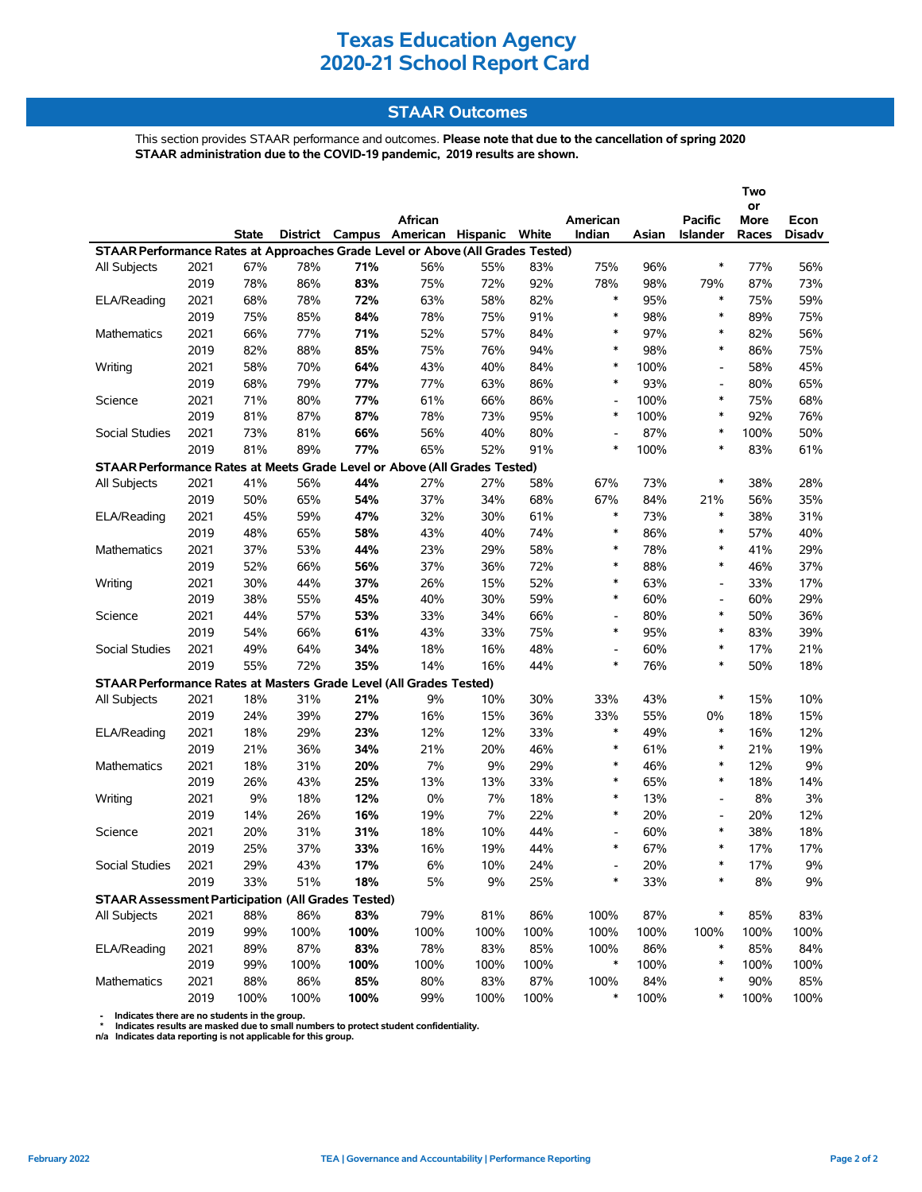# Texas Education Agency
# 2020-21 School Report Card

## STAAR Outcomes

This section provides STAAR performance and outcomes. **Please note that due to the cancellation of spring 2020 STAAR administration due to the COVID-19 pandemic, 2019 results are shown.**

| | | State | District | Campus | African American | Hispanic | White | American Indian | Asian | Pacific Islander | Two or More Races | Econ Disadv |
|---|---|---|---|---|---|---|---|---|---|---|---|---|
| **STAAR Performance Rates at Approaches Grade Level or Above (All Grades Tested)** | | | | | | | | | | | | |
| All Subjects | 2021 | 67% | 78% | **71%** | 56% | 55% | 83% | 75% | 96% | * | 77% | 56% |
| | 2019 | 78% | 86% | **83%** | 75% | 72% | 92% | 78% | 98% | 79% | 87% | 73% |
| ELA/Reading | 2021 | 68% | 78% | **72%** | 63% | 58% | 82% | * | 95% | * | 75% | 59% |
| | 2019 | 75% | 85% | **84%** | 78% | 75% | 91% | * | 98% | * | 89% | 75% |
| Mathematics | 2021 | 66% | 77% | **71%** | 52% | 57% | 84% | * | 97% | * | 82% | 56% |
| | 2019 | 82% | 88% | **85%** | 75% | 76% | 94% | * | 98% | * | 86% | 75% |
| Writing | 2021 | 58% | 70% | **64%** | 43% | 40% | 84% | * | 100% | - | 58% | 45% |
| | 2019 | 68% | 79% | **77%** | 77% | 63% | 86% | * | 93% | - | 80% | 65% |
| Science | 2021 | 71% | 80% | **77%** | 61% | 66% | 86% | - | 100% | * | 75% | 68% |
| | 2019 | 81% | 87% | **87%** | 78% | 73% | 95% | * | 100% | * | 92% | 76% |
| Social Studies | 2021 | 73% | 81% | **66%** | 56% | 40% | 80% | - | 87% | * | 100% | 50% |
| | 2019 | 81% | 89% | **77%** | 65% | 52% | 91% | * | 100% | * | 83% | 61% |
| **STAAR Performance Rates at Meets Grade Level or Above (All Grades Tested)** | | | | | | | | | | | | |
| All Subjects | 2021 | 41% | 56% | **44%** | 27% | 27% | 58% | 67% | 73% | * | 38% | 28% |
| | 2019 | 50% | 65% | **54%** | 37% | 34% | 68% | 67% | 84% | 21% | 56% | 35% |
| ELA/Reading | 2021 | 45% | 59% | **47%** | 32% | 30% | 61% | * | 73% | * | 38% | 31% |
| | 2019 | 48% | 65% | **58%** | 43% | 40% | 74% | * | 86% | * | 57% | 40% |
| Mathematics | 2021 | 37% | 53% | **44%** | 23% | 29% | 58% | * | 78% | * | 41% | 29% |
| | 2019 | 52% | 66% | **56%** | 37% | 36% | 72% | * | 88% | * | 46% | 37% |
| Writing | 2021 | 30% | 44% | **37%** | 26% | 15% | 52% | * | 63% | - | 33% | 17% |
| | 2019 | 38% | 55% | **45%** | 40% | 30% | 59% | * | 60% | - | 60% | 29% |
| Science | 2021 | 44% | 57% | **53%** | 33% | 34% | 66% | - | 80% | * | 50% | 36% |
| | 2019 | 54% | 66% | **61%** | 43% | 33% | 75% | * | 95% | * | 83% | 39% |
| Social Studies | 2021 | 49% | 64% | **34%** | 18% | 16% | 48% | - | 60% | * | 17% | 21% |
| | 2019 | 55% | 72% | **35%** | 14% | 16% | 44% | * | 76% | * | 50% | 18% |
| **STAAR Performance Rates at Masters Grade Level (All Grades Tested)** | | | | | | | | | | | | |
| All Subjects | 2021 | 18% | 31% | **21%** | 9% | 10% | 30% | 33% | 43% | * | 15% | 10% |
| | 2019 | 24% | 39% | **27%** | 16% | 15% | 36% | 33% | 55% | 0% | 18% | 15% |
| ELA/Reading | 2021 | 18% | 29% | **23%** | 12% | 12% | 33% | * | 49% | * | 16% | 12% |
| | 2019 | 21% | 36% | **34%** | 21% | 20% | 46% | * | 61% | * | 21% | 19% |
| Mathematics | 2021 | 18% | 31% | **20%** | 7% | 9% | 29% | * | 46% | * | 12% | 9% |
| | 2019 | 26% | 43% | **25%** | 13% | 13% | 33% | * | 65% | * | 18% | 14% |
| Writing | 2021 | 9% | 18% | **12%** | 0% | 7% | 18% | * | 13% | - | 8% | 3% |
| | 2019 | 14% | 26% | **16%** | 19% | 7% | 22% | * | 20% | - | 20% | 12% |
| Science | 2021 | 20% | 31% | **31%** | 18% | 10% | 44% | - | 60% | * | 38% | 18% |
| | 2019 | 25% | 37% | **33%** | 16% | 19% | 44% | * | 67% | * | 17% | 17% |
| Social Studies | 2021 | 29% | 43% | **17%** | 6% | 10% | 24% | - | 20% | * | 17% | 9% |
| | 2019 | 33% | 51% | **18%** | 5% | 9% | 25% | * | 33% | * | 8% | 9% |
| **STAAR Assessment Participation (All Grades Tested)** | | | | | | | | | | | | |
| All Subjects | 2021 | 88% | 86% | **83%** | 79% | 81% | 86% | 100% | 87% | * | 85% | 83% |
| | 2019 | 99% | 100% | **100%** | 100% | 100% | 100% | 100% | 100% | 100% | 100% | 100% |
| ELA/Reading | 2021 | 89% | 87% | **83%** | 78% | 83% | 85% | 100% | 86% | * | 85% | 84% |
| | 2019 | 99% | 100% | **100%** | 100% | 100% | 100% | * | 100% | * | 100% | 100% |
| Mathematics | 2021 | 88% | 86% | **85%** | 80% | 83% | 87% | 100% | 84% | * | 90% | 85% |
| | 2019 | 100% | 100% | **100%** | 99% | 100% | 100% | * | 100% | * | 100% | 100% |

- Indicates there are no students in the group.
* Indicates results are masked due to small numbers to protect student confidentiality.
n/a Indicates data reporting is not applicable for this group.